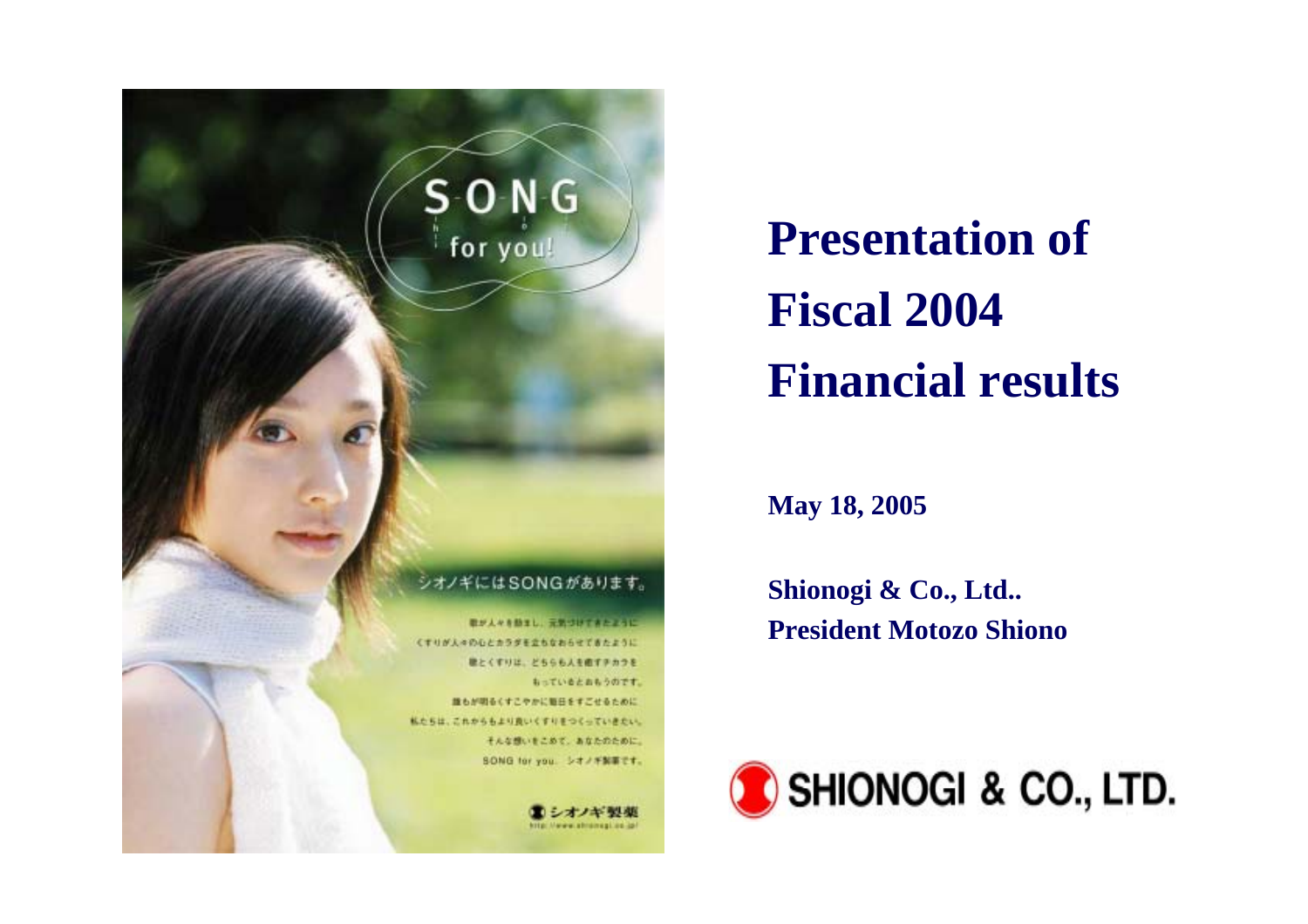# Presentation of Fiscal 2004 Financial results

**May 18, 2005**

**Shionogi & Co., Ltd..**
**President Motozo Shiono**

SHIONOGI & CO., LTD.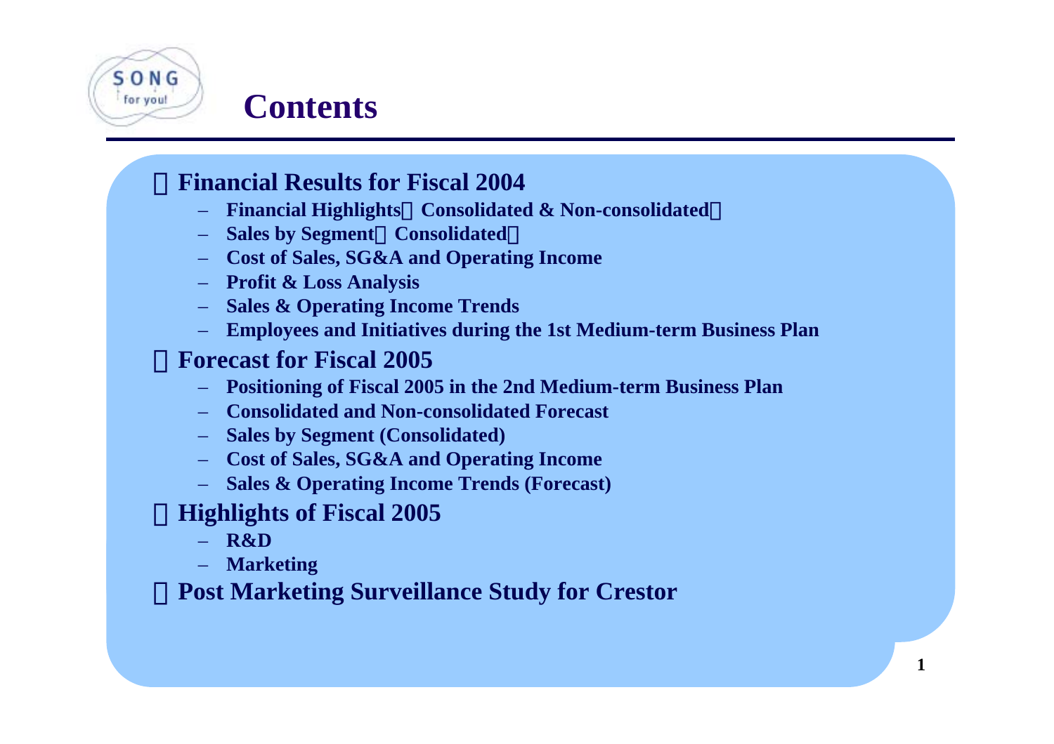# Contents

## Financial Results for Fiscal 2004

- Financial Highlights（Consolidated & Non-consolidated）
- Sales by Segment（Consolidated）
- Cost of Sales, SG&A and Operating Income
- Profit & Loss Analysis
- Sales & Operating Income Trends
- Employees and Initiatives during the 1st Medium-term Business Plan

## Forecast for Fiscal 2005

- Positioning of Fiscal 2005 in the 2nd Medium-term Business Plan
- Consolidated and Non-consolidated Forecast
- Sales by Segment (Consolidated)
- Cost of Sales, SG&A and Operating Income
- Sales & Operating Income Trends (Forecast)

## Highlights of Fiscal 2005

- R&D
- Marketing

## Post Marketing Surveillance Study for Crestor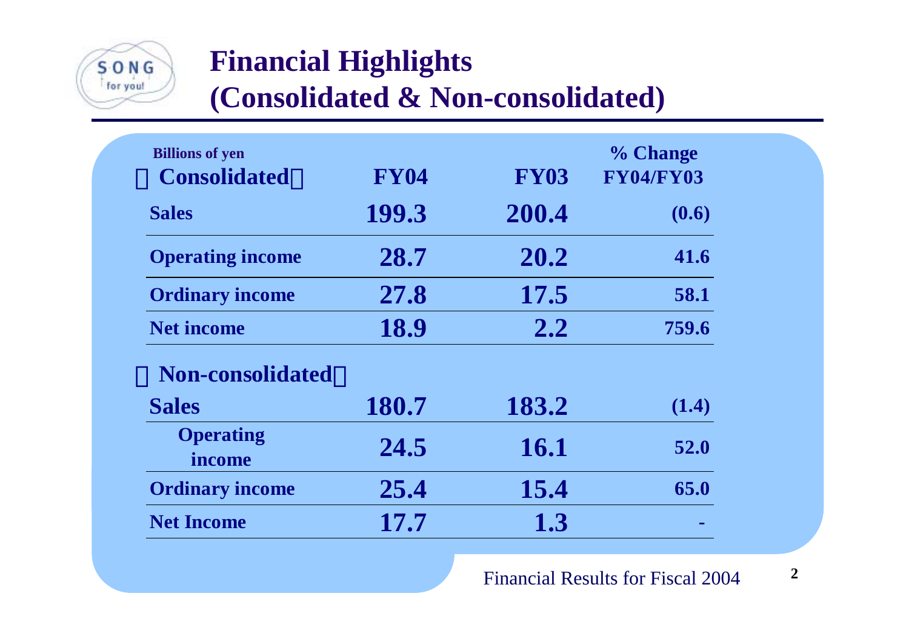# Financial Highlights (Consolidated & Non-consolidated)

| Billions of yen 【Consolidated】 | FY04 | FY03 | % Change FY04/FY03 |
|---|---|---|---|
| Sales | 199.3 | 200.4 | (0.6) |
| Operating income | 28.7 | 20.2 | 41.6 |
| Ordinary income | 27.8 | 17.5 | 58.1 |
| Net income | 18.9 | 2.2 | 759.6 |
| 【Non-consolidated】 | | | |
| Sales | 180.7 | 183.2 | (1.4) |
| Operating income | 24.5 | 16.1 | 52.0 |
| Ordinary income | 25.4 | 15.4 | 65.0 |
| Net Income | 17.7 | 1.3 | - |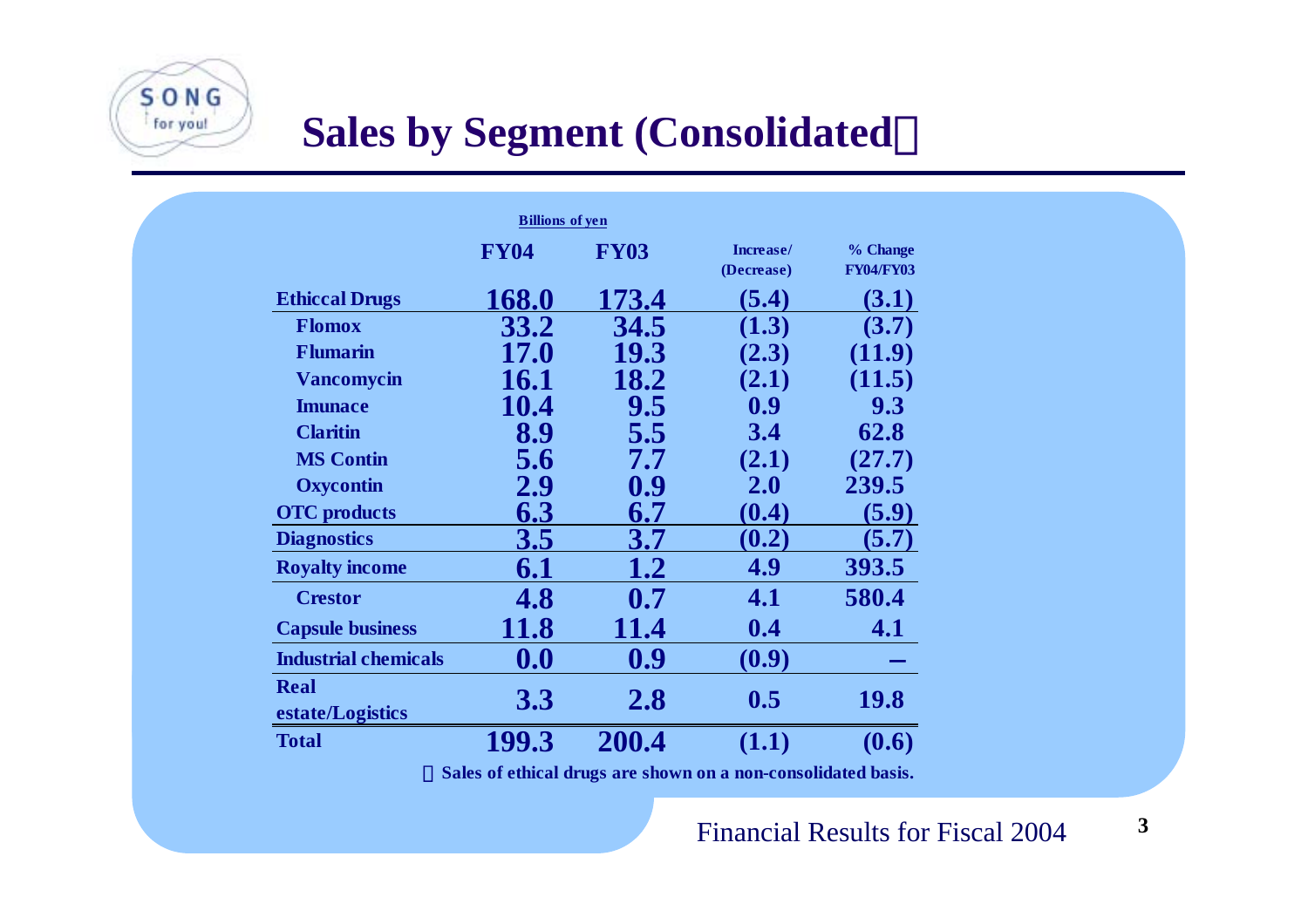# Sales by Segment (Consolidated※)

Billions of yen

| | FY04 | FY03 | Increase/ (Decrease) | % Change FY04/FY03 |
|---|---|---|---|---|
| **Ethiccal Drugs** | 168.0 | 173.4 | (5.4) | (3.1) |
| Flomox | 33.2 | 34.5 | (1.3) | (3.7) |
| Flumarin | 17.0 | 19.3 | (2.3) | (11.9) |
| Vancomycin | 16.1 | 18.2 | (2.1) | (11.5) |
| Imunace | 10.4 | 9.5 | 0.9 | 9.3 |
| Claritin | 8.9 | 5.5 | 3.4 | 62.8 |
| MS Contin | 5.6 | 7.7 | (2.1) | (27.7) |
| Oxycontin | 2.9 | 0.9 | 2.0 | 239.5 |
| **OTC products** | 6.3 | 6.7 | (0.4) | (5.9) |
| **Diagnostics** | 3.5 | 3.7 | (0.2) | (5.7) |
| **Royalty income** | 6.1 | 1.2 | 4.9 | 393.5 |
| Crestor | 4.8 | 0.7 | 4.1 | 580.4 |
| **Capsule business** | 11.8 | 11.4 | 0.4 | 4.1 |
| **Industrial chemicals** | 0.0 | 0.9 | (0.9) | – |
| **Real estate/Logistics** | 3.3 | 2.8 | 0.5 | 19.8 |
| **Total** | 199.3 | 200.4 | (1.1) | (0.6) |

※ Sales of ethical drugs are shown on a non-consolidated basis.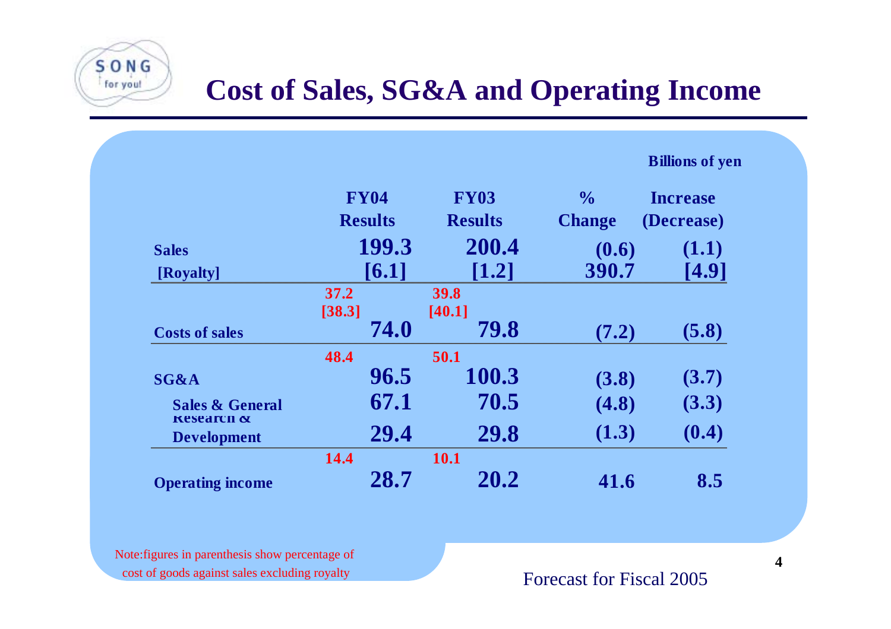# Cost of Sales, SG&A and Operating Income

Billions of yen

| | FY04 Results | FY03 Results | % Change | Increase (Decrease) |
|---|---|---|---|---|
| Sales | 199.3 | 200.4 | (0.6) | (1.1) |
| [Royalty] | [6.1] | [1.2] | 390.7 | [4.9] |
| | 37.2 [38.3] | 39.8 [40.1] | | |
| Costs of sales | 74.0 | 79.8 | (7.2) | (5.8) |
| | 48.4 | 50.1 | | |
| SG&A | 96.5 | 100.3 | (3.8) | (3.7) |
| Sales & General | 67.1 | 70.5 | (4.8) | (3.3) |
| Research & Development | 29.4 | 29.8 | (1.3) | (0.4) |
| | 14.4 | 10.1 | | |
| Operating income | 28.7 | 20.2 | 41.6 | 8.5 |

Note:figures in parenthesis show percentage of cost of goods against sales excluding royalty

Forecast for Fiscal 2005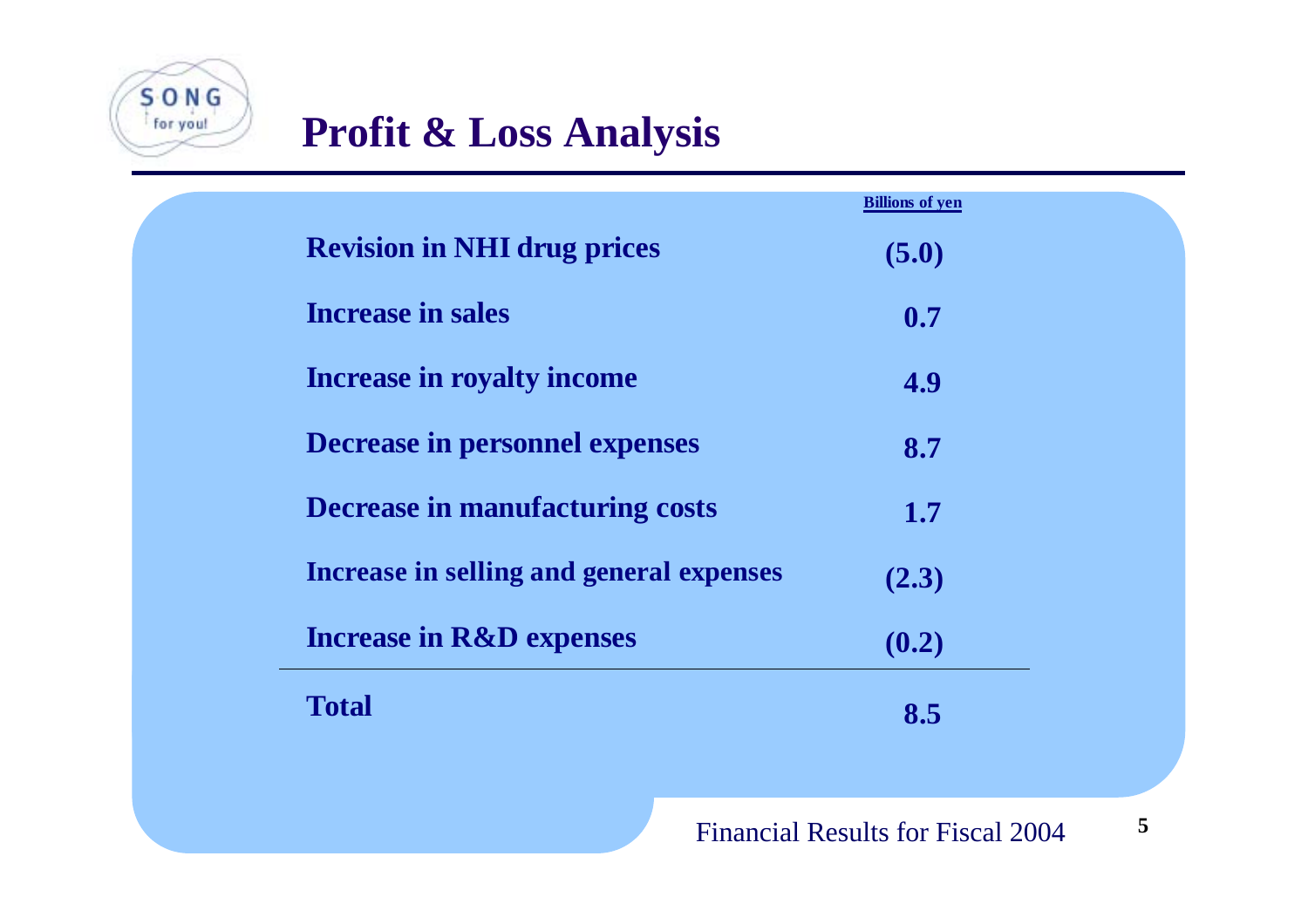# Profit & Loss Analysis

| | Billions of yen |
|---|---|
| **Revision in NHI drug prices** | **(5.0)** |
| **Increase in sales** | **0.7** |
| **Increase in royalty income** | **4.9** |
| **Decrease in personnel expenses** | **8.7** |
| **Decrease in manufacturing costs** | **1.7** |
| **Increase in selling and general expenses** | **(2.3)** |
| **Increase in R&D expenses** | **(0.2)** |
| **Total** | **8.5** |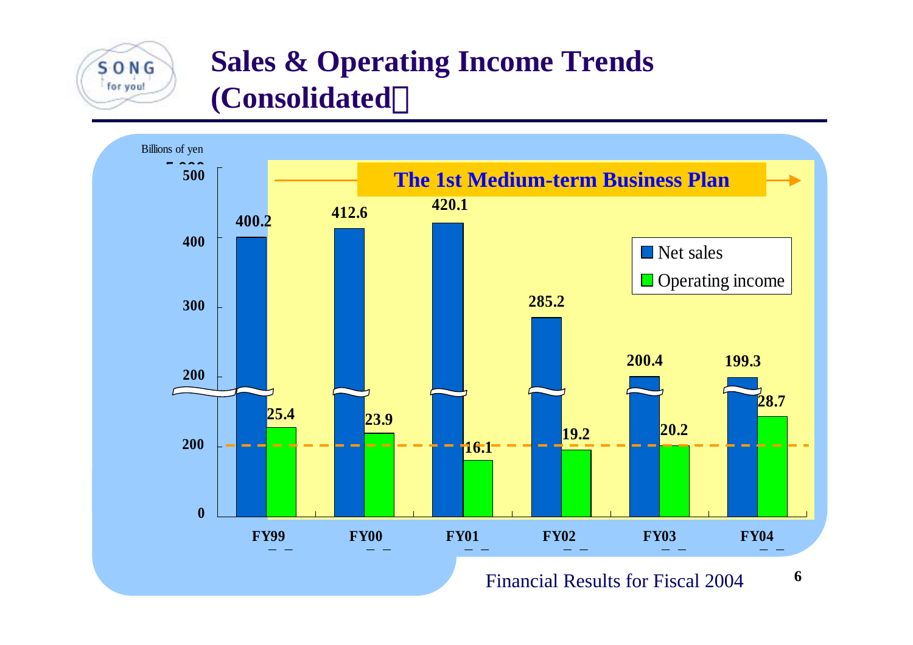# Sales & Operating Income Trends (Consolidated)

Billions of yen

**The 1st Medium-term Business Plan**

| | FY99 | FY00 | FY01 | FY02 | FY03 | FY04 |
|---|---|---|---|---|---|---|
| Net sales | 400.2 | 412.6 | 420.1 | 285.2 | 200.4 | 199.3 |
| Operating income | 25.4 | 23.9 | 16.1 | 19.2 | 20.2 | 28.7 |

Financial Results for Fiscal 2004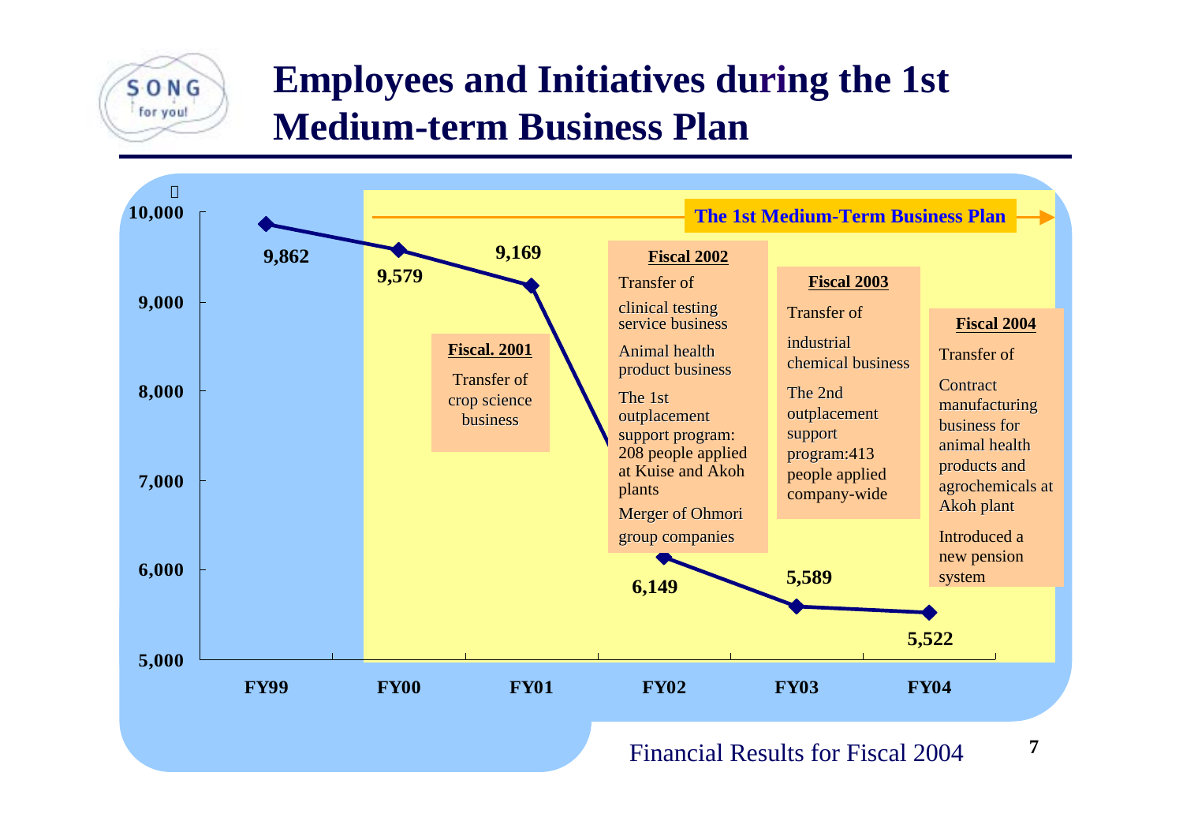# Employees and Initiatives during the 1st Medium-term Business Plan

The 1st Medium-Term Business Plan

| | FY99 | FY00 | FY01 | FY02 | FY03 | FY04 |
|---|---|---|---|---|---|---|
| Employees | 9,862 | 9,579 | 9,169 | 6,149 | 5,589 | 5,522 |

**Fiscal. 2001**

Transfer of crop science business

**Fiscal 2002**

Transfer of clinical testing service business

Animal health product business

The 1st outplacement support program: 208 people applied at Kuise and Akoh plants

Merger of Ohmori group companies

**Fiscal 2003**

Transfer of industrial chemical business

The 2nd outplacement support program:413 people applied company-wide

**Fiscal 2004**

Transfer of Contract manufacturing business for animal health products and agrochemicals at Akoh plant

Introduced a new pension system

Financial Results for Fiscal 2004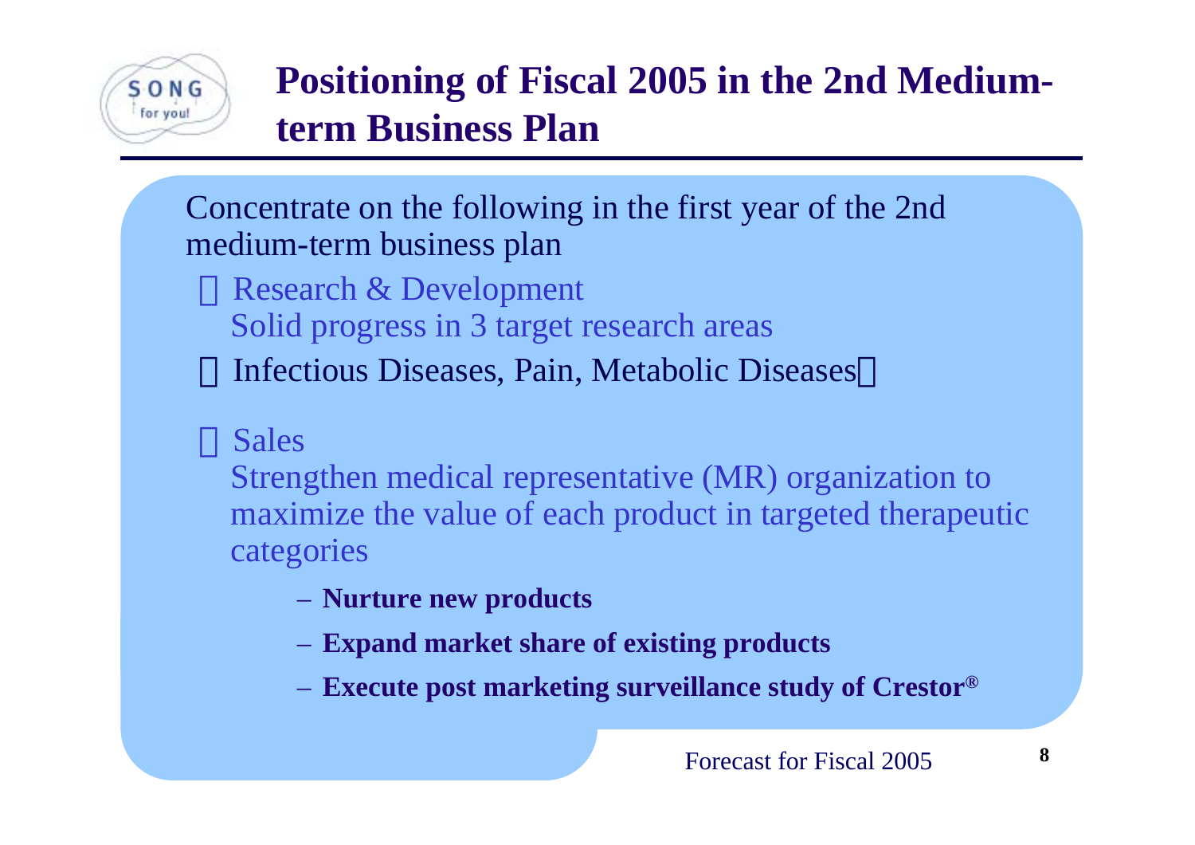# Positioning of Fiscal 2005 in the 2nd Medium-term Business Plan

Concentrate on the following in the first year of the 2nd medium-term business plan

- Research & Development
  Solid progress in 3 target research areas
  (Infectious Diseases, Pain, Metabolic Diseases)

- Sales
  Strengthen medical representative (MR) organization to maximize the value of each product in targeted therapeutic categories
  - **Nurture new products**
  - **Expand market share of existing products**
  - **Execute post marketing surveillance study of Crestor®**

Forecast for Fiscal 2005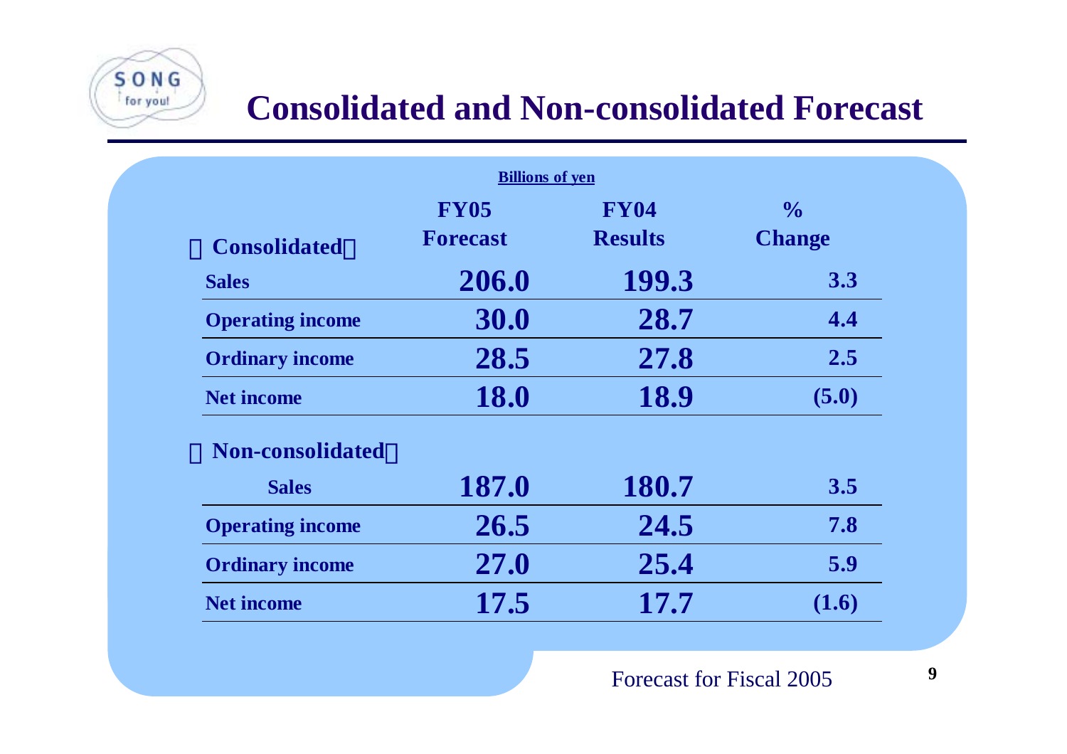# Consolidated and Non-consolidated Forecast

Billions of yen

| 【Consolidated】 | FY05 Forecast | FY04 Results | % Change |
|---|---|---|---|
| Sales | 206.0 | 199.3 | 3.3 |
| Operating income | 30.0 | 28.7 | 4.4 |
| Ordinary income | 28.5 | 27.8 | 2.5 |
| Net income | 18.0 | 18.9 | (5.0) |
| 【Non-consolidated】 | | | |
| Sales | 187.0 | 180.7 | 3.5 |
| Operating income | 26.5 | 24.5 | 7.8 |
| Ordinary income | 27.0 | 25.4 | 5.9 |
| Net income | 17.5 | 17.7 | (1.6) |

Forecast for Fiscal 2005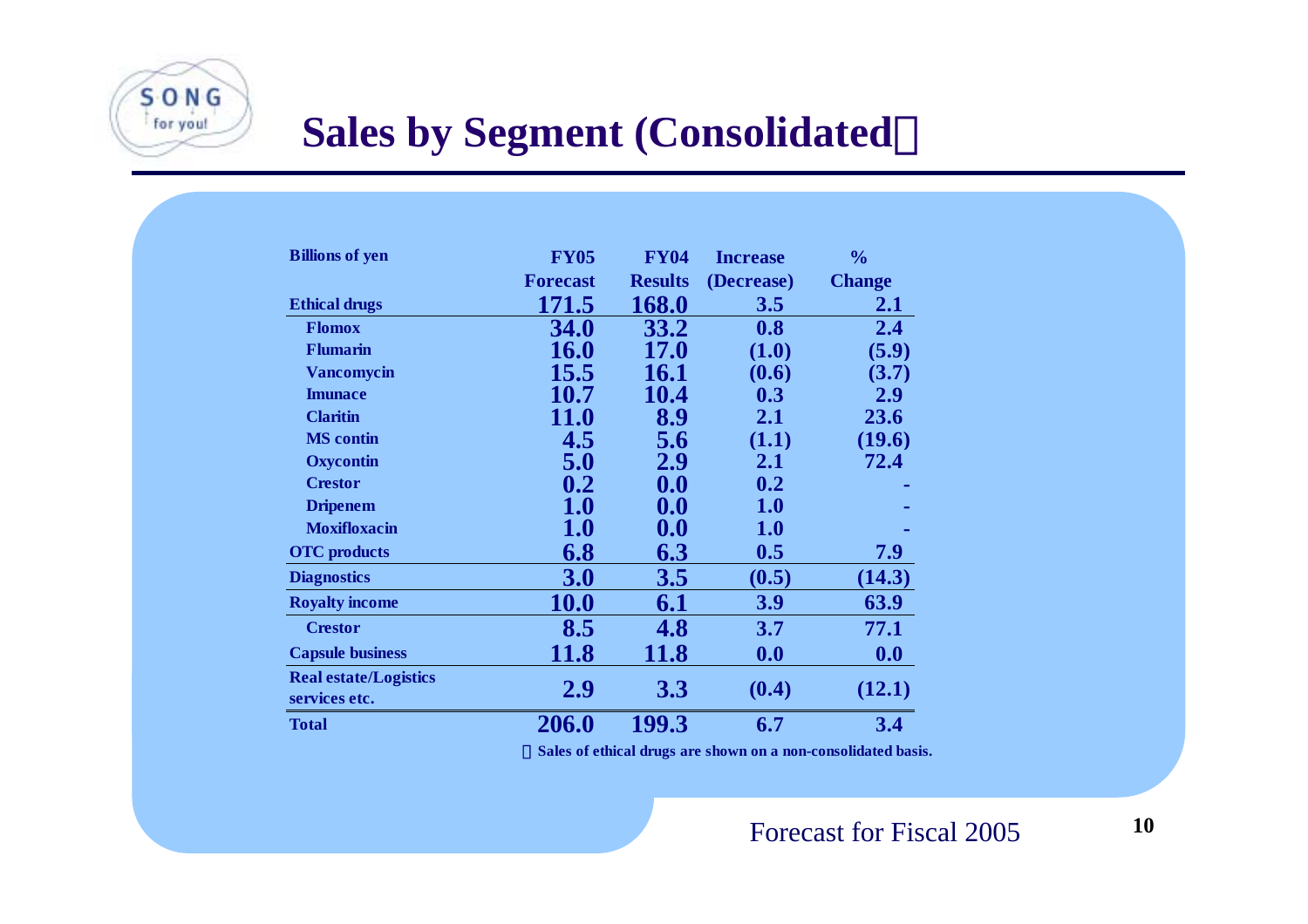# Sales by Segment (Consolidated※)

| Billions of yen | FY05 Forecast | FY04 Results | Increase (Decrease) | % Change |
|---|---|---|---|---|
| **Ethical drugs** | 171.5 | 168.0 | 3.5 | 2.1 |
| Flomox | 34.0 | 33.2 | 0.8 | 2.4 |
| Flumarin | 16.0 | 17.0 | (1.0) | (5.9) |
| Vancomycin | 15.5 | 16.1 | (0.6) | (3.7) |
| Imunace | 10.7 | 10.4 | 0.3 | 2.9 |
| Claritin | 11.0 | 8.9 | 2.1 | 23.6 |
| MS contin | 4.5 | 5.6 | (1.1) | (19.6) |
| Oxycontin | 5.0 | 2.9 | 2.1 | 72.4 |
| Crestor | 0.2 | 0.0 | 0.2 | - |
| Dripenem | 1.0 | 0.0 | 1.0 | - |
| Moxifloxacin | 1.0 | 0.0 | 1.0 | - |
| **OTC products** | 6.8 | 6.3 | 0.5 | 7.9 |
| **Diagnostics** | 3.0 | 3.5 | (0.5) | (14.3) |
| **Royalty income** | 10.0 | 6.1 | 3.9 | 63.9 |
| Crestor | 8.5 | 4.8 | 3.7 | 77.1 |
| **Capsule business** | 11.8 | 11.8 | 0.0 | 0.0 |
| **Real estate/Logistics services etc.** | 2.9 | 3.3 | (0.4) | (12.1) |
| **Total** | 206.0 | 199.3 | 6.7 | 3.4 |

※Sales of ethical drugs are shown on a non-consolidated basis.

Forecast for Fiscal 2005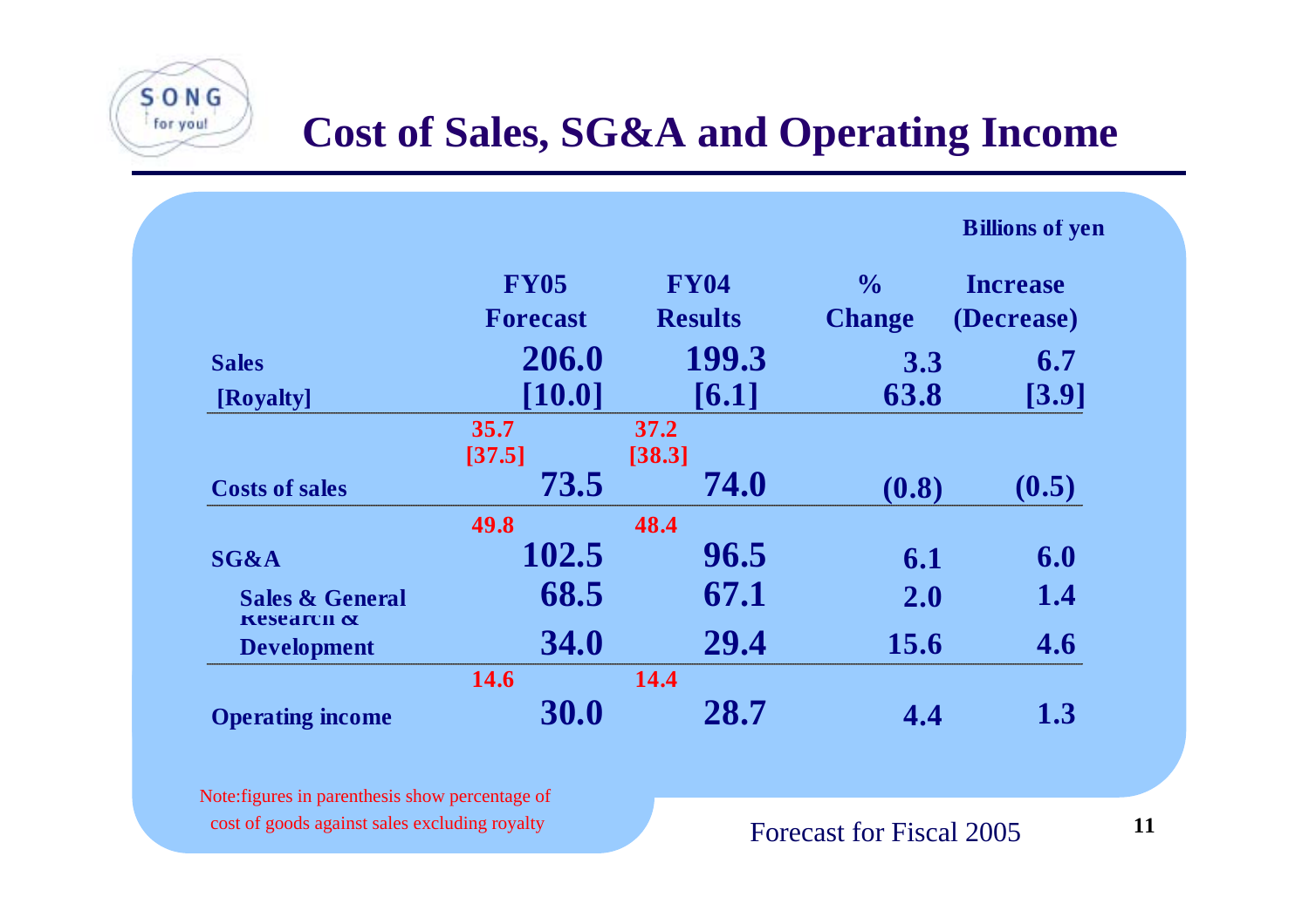# Cost of Sales, SG&A and Operating Income

Billions of yen

| | FY05 Forecast | FY04 Results | % Change | Increase (Decrease) |
|---|---|---|---|---|
| Sales | 206.0 | 199.3 | 3.3 | 6.7 |
| [Royalty] | [10.0] | [6.1] | 63.8 | [3.9] |
| Costs of sales | 35.7 [37.5] 73.5 | 37.2 [38.3] 74.0 | (0.8) | (0.5) |
| SG&A | 49.8 102.5 | 48.4 96.5 | 6.1 | 6.0 |
| Sales & General | 68.5 | 67.1 | 2.0 | 1.4 |
| Research & Development | 34.0 | 29.4 | 15.6 | 4.6 |
| Operating income | 14.6 30.0 | 14.4 28.7 | 4.4 | 1.3 |

Note:figures in parenthesis show percentage of cost of goods against sales excluding royalty

Forecast for Fiscal 2005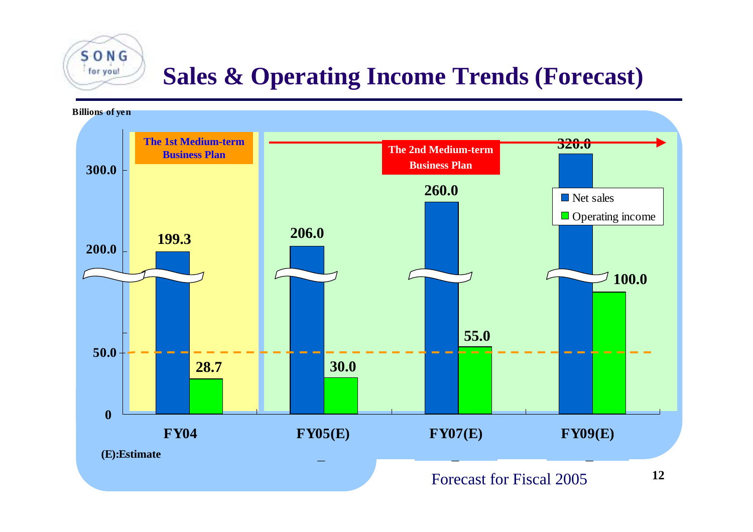# Sales & Operating Income Trends (Forecast)

Billions of yen

| | Net sales | Operating income |
|---|---|---|
| FY04 | 199.3 | 28.7 |
| FY05(E) | 206.0 | 30.0 |
| FY07(E) | 260.0 | 55.0 |
| FY09(E) | 320.0 | 100.0 |

The 1st Medium-term Business Plan (FY04)

The 2nd Medium-term Business Plan (FY05(E) – FY09(E))

(E):Estimate

Forecast for Fiscal 2005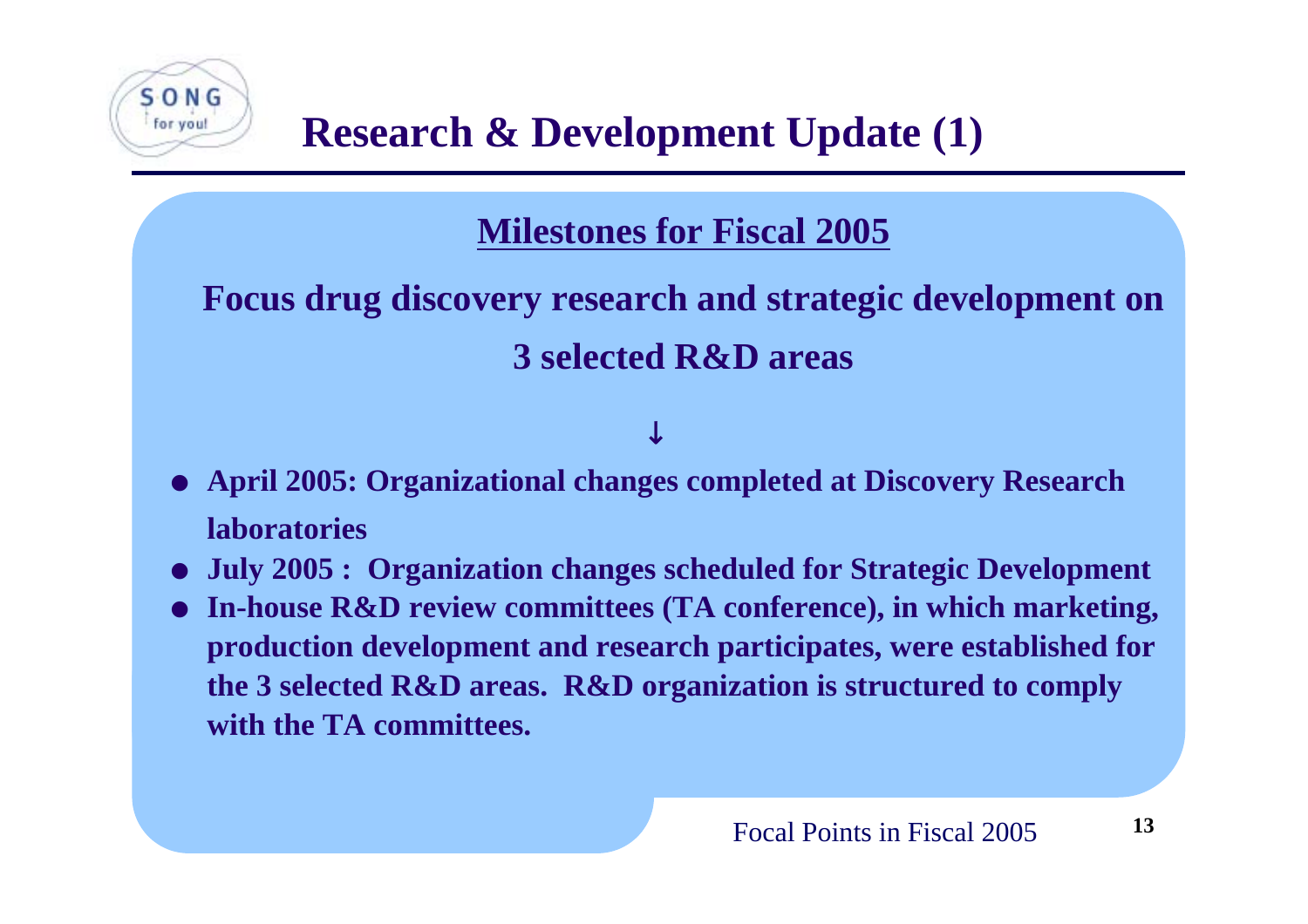# Research & Development Update (1)

## Milestones for Fiscal 2005

**Focus drug discovery research and strategic development on 3 selected R&D areas**

↓

- **April 2005: Organizational changes completed at Discovery Research laboratories**
- **July 2005 : Organization changes scheduled for Strategic Development**
- **In-house R&D review committees (TA conference), in which marketing, production development and research participates, were established for the 3 selected R&D areas. R&D organization is structured to comply with the TA committees.**

Focal Points in Fiscal 2005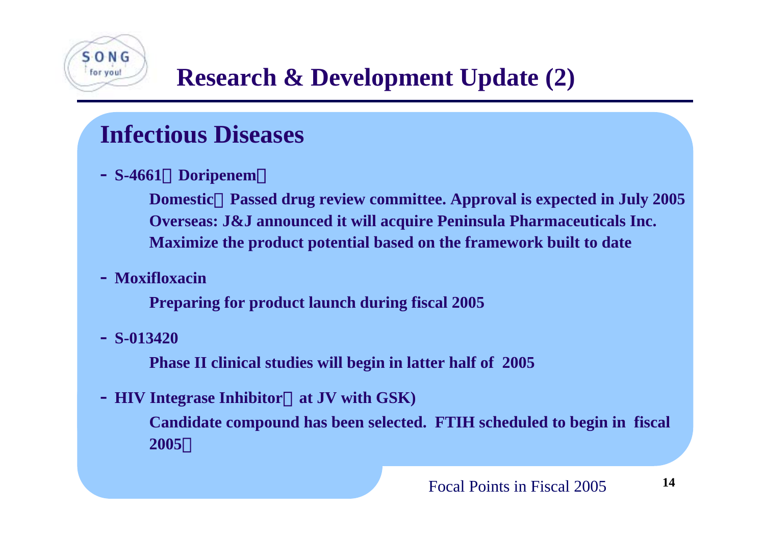# Research & Development Update (2)

## Infectious Diseases

- **S-4661（Doripenem）**

  **Domestic：Passed drug review committee. Approval is expected in July 2005**
  **Overseas: J&J announced it will acquire Peninsula Pharmaceuticals Inc.**
  **Maximize the product potential based on the framework built to date**

- **Moxifloxacin**

  **Preparing for product launch during fiscal 2005**

- **S-013420**

  **Phase II clinical studies will begin in latter half of 2005**

- **HIV Integrase Inhibitor（at JV with GSK)**

  **Candidate compound has been selected. FTIH scheduled to begin in fiscal 2005．**

Focal Points in Fiscal 2005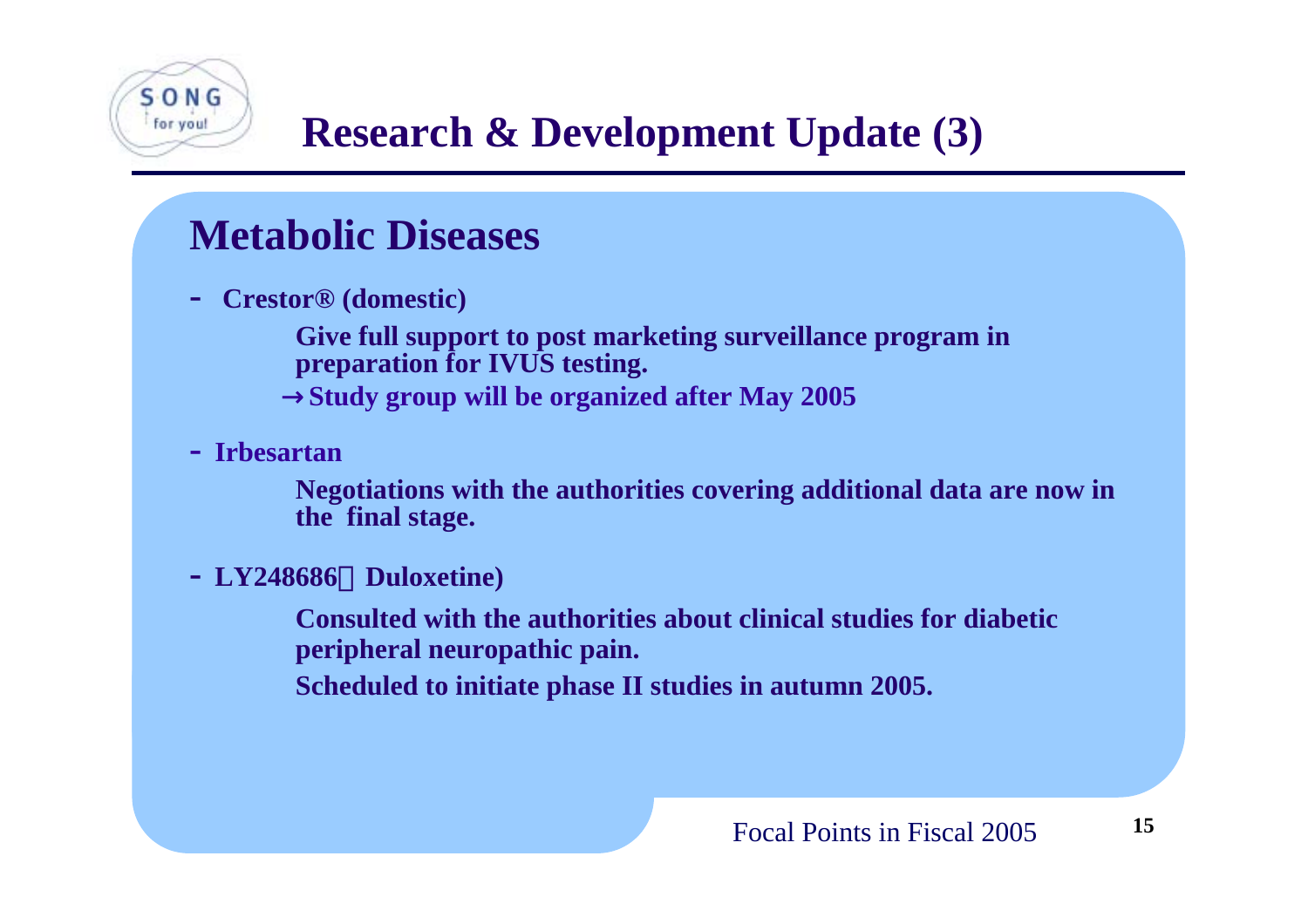# Research & Development Update (3)

## Metabolic Diseases

- **Crestor® (domestic)**

  **Give full support to post marketing surveillance program in preparation for IVUS testing.**

  **→Study group will be organized after May 2005**

- **Irbesartan**

  **Negotiations with the authorities covering additional data are now in the final stage.**

- **LY248686（Duloxetine)**

  **Consulted with the authorities about clinical studies for diabetic peripheral neuropathic pain.**

  **Scheduled to initiate phase II studies in autumn 2005.**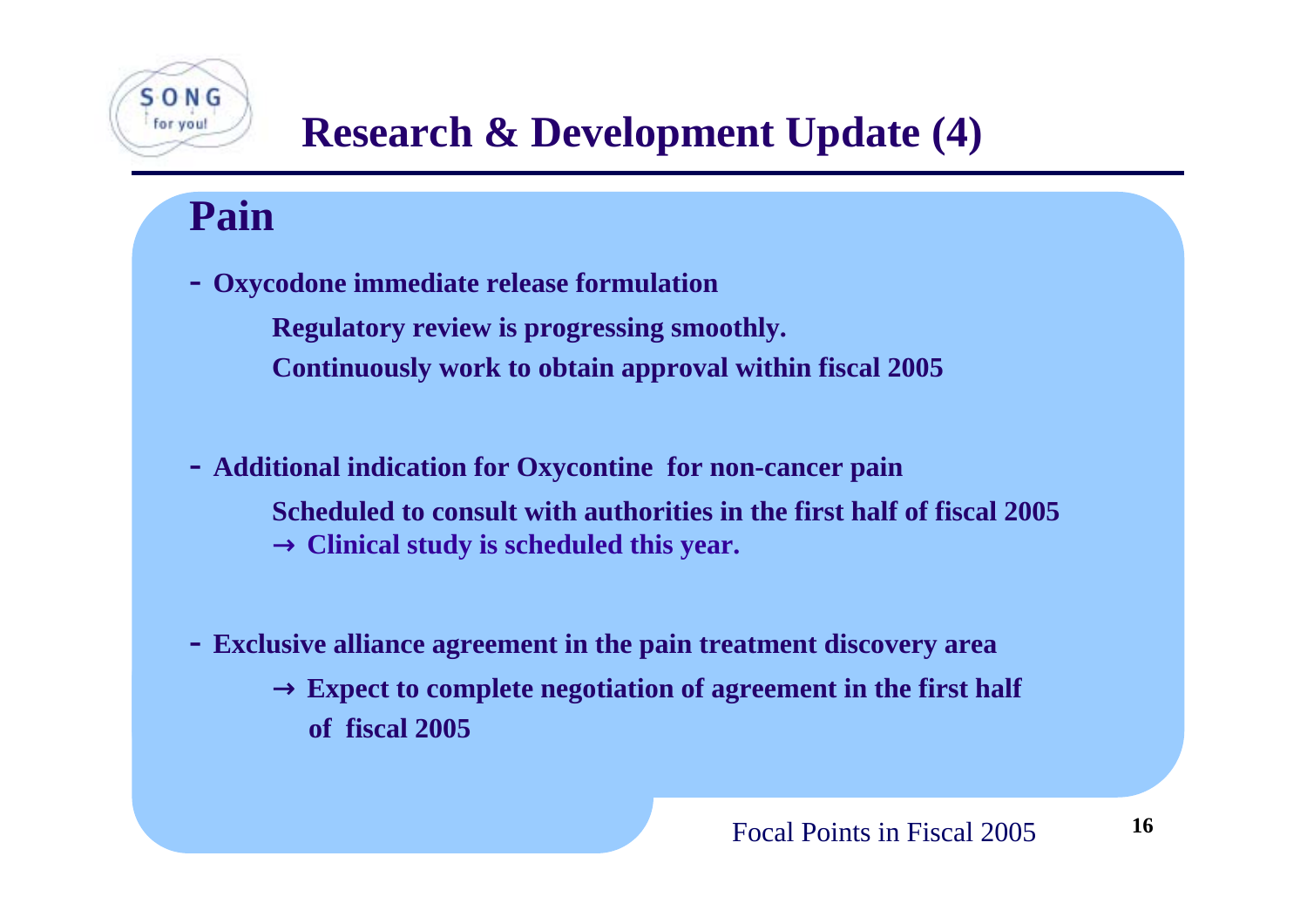# Research & Development Update (4)

## Pain

- **Oxycodone immediate release formulation**

  **Regulatory review is progressing smoothly.**

  **Continuously work to obtain approval within fiscal 2005**

- **Additional indication for Oxycontine for non-cancer pain**

  **Scheduled to consult with authorities in the first half of fiscal 2005**

  **→ Clinical study is scheduled this year.**

- **Exclusive alliance agreement in the pain treatment discovery area**

  **→ Expect to complete negotiation of agreement in the first half of fiscal 2005**

Focal Points in Fiscal 2005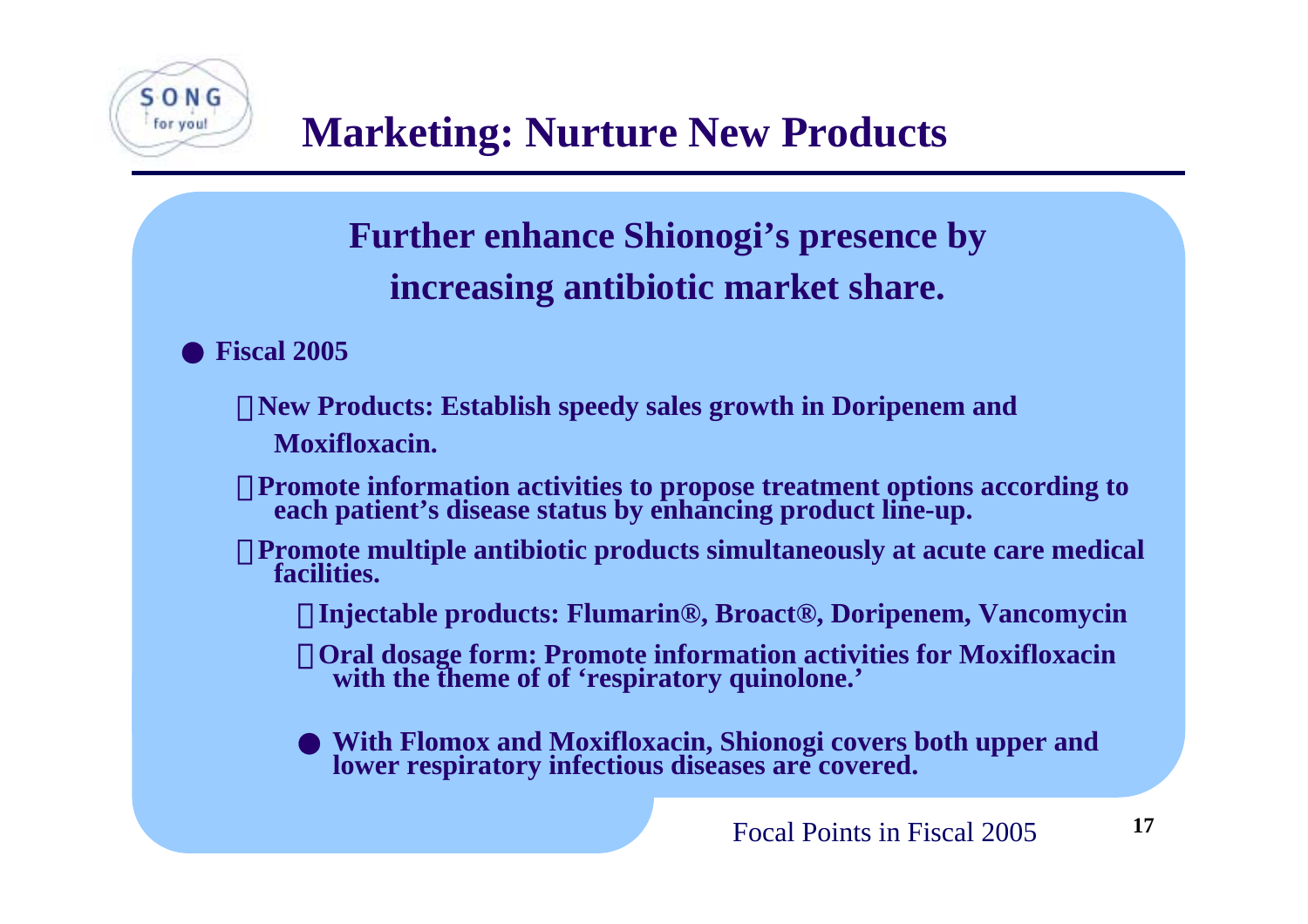# Marketing: Nurture New Products

**Further enhance Shionogi's presence by increasing antibiotic market share.**

- **Fiscal 2005**
  - **New Products: Establish speedy sales growth in Doripenem and Moxifloxacin.**
  - **Promote information activities to propose treatment options according to each patient's disease status by enhancing product line-up.**
  - **Promote multiple antibiotic products simultaneously at acute care medical facilities.**
    - **Injectable products: Flumarin®, Broact®, Doripenem, Vancomycin**
    - **Oral dosage form: Promote information activities for Moxifloxacin with the theme of of 'respiratory quinolone.'**
    - **With Flomox and Moxifloxacin, Shionogi covers both upper and lower respiratory infectious diseases are covered.**

Focal Points in Fiscal 2005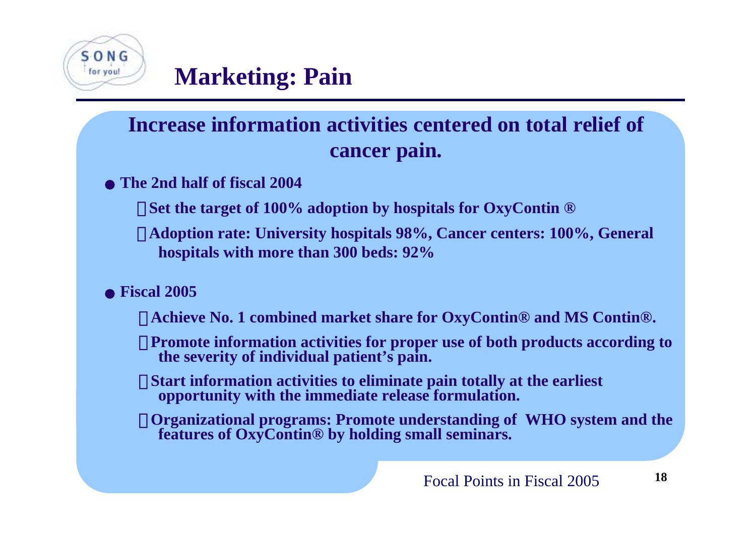# Marketing: Pain

## Increase information activities centered on total relief of cancer pain.

- **The 2nd half of fiscal 2004**
  - **Set the target of 100% adoption by hospitals for OxyContin ®**
  - **Adoption rate: University hospitals 98%, Cancer centers: 100%, General hospitals with more than 300 beds: 92%**

- **Fiscal 2005**
  - **Achieve No. 1 combined market share for OxyContin® and MS Contin®.**
  - **Promote information activities for proper use of both products according to the severity of individual patient's pain.**
  - **Start information activities to eliminate pain totally at the earliest opportunity with the immediate release formulation.**
  - **Organizational programs: Promote understanding of WHO system and the features of OxyContin® by holding small seminars.**

Focal Points in Fiscal 2005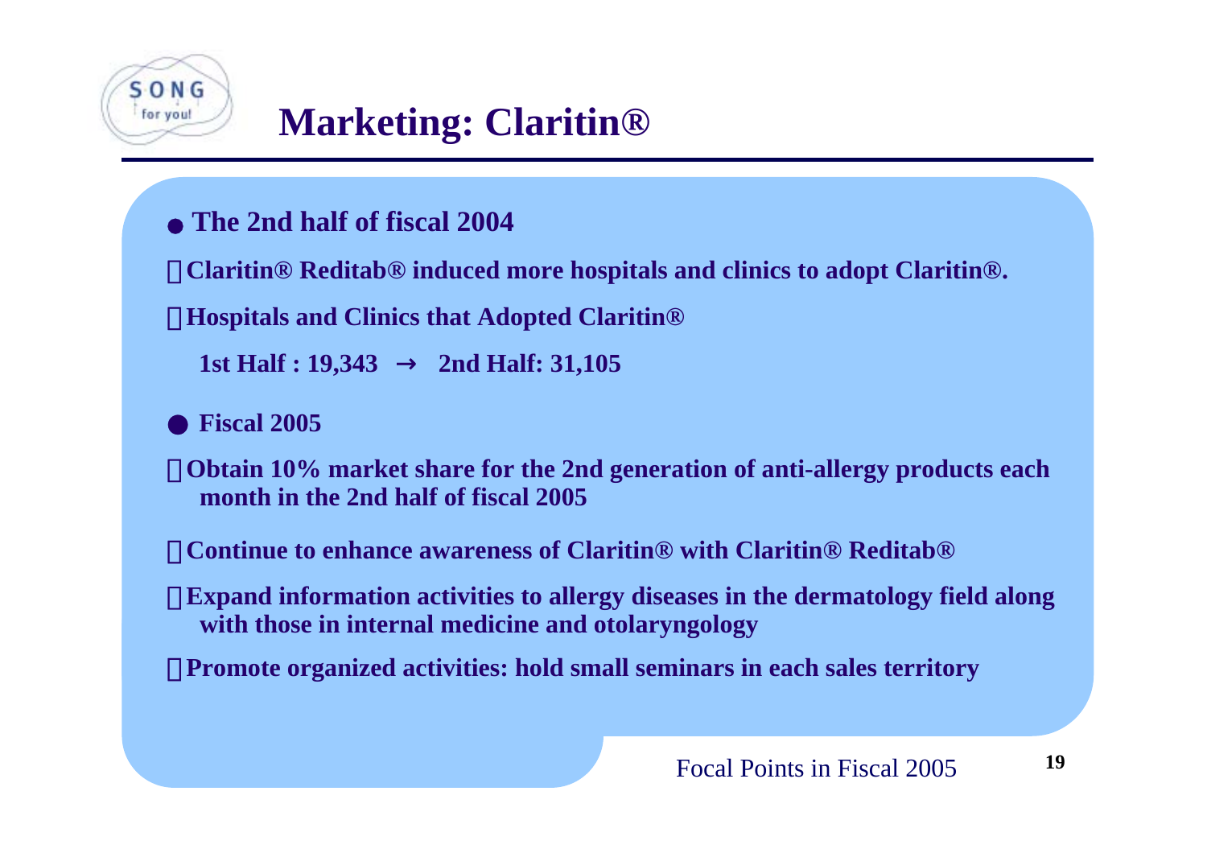# Marketing: Claritin®

- **The 2nd half of fiscal 2004**

・**Claritin® Reditab® induced more hospitals and clinics to adopt Claritin®.**

・**Hospitals and Clinics that Adopted Claritin®**

**1st Half : 19,343 → 2nd Half: 31,105**

- **Fiscal 2005**

・**Obtain 10% market share for the 2nd generation of anti-allergy products each month in the 2nd half of fiscal 2005**

・**Continue to enhance awareness of Claritin® with Claritin® Reditab®**

・**Expand information activities to allergy diseases in the dermatology field along with those in internal medicine and otolaryngology**

・**Promote organized activities: hold small seminars in each sales territory**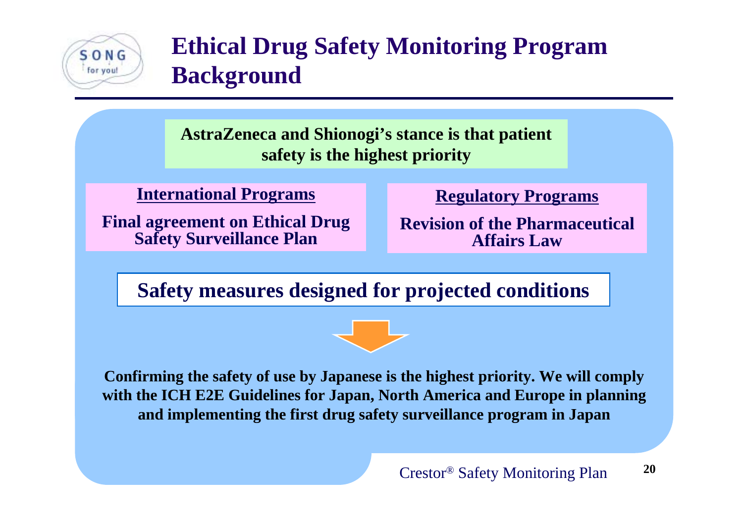# Ethical Drug Safety Monitoring Program Background

**AstraZeneca and Shionogi's stance is that patient safety is the highest priority**

**International Programs**

**Final agreement on Ethical Drug Safety Surveillance Plan**

**Regulatory Programs**

**Revision of the Pharmaceutical Affairs Law**

**Safety measures designed for projected conditions**

**Confirming the safety of use by Japanese is the highest priority. We will comply with the ICH E2E Guidelines for Japan, North America and Europe in planning and implementing the first drug safety surveillance program in Japan**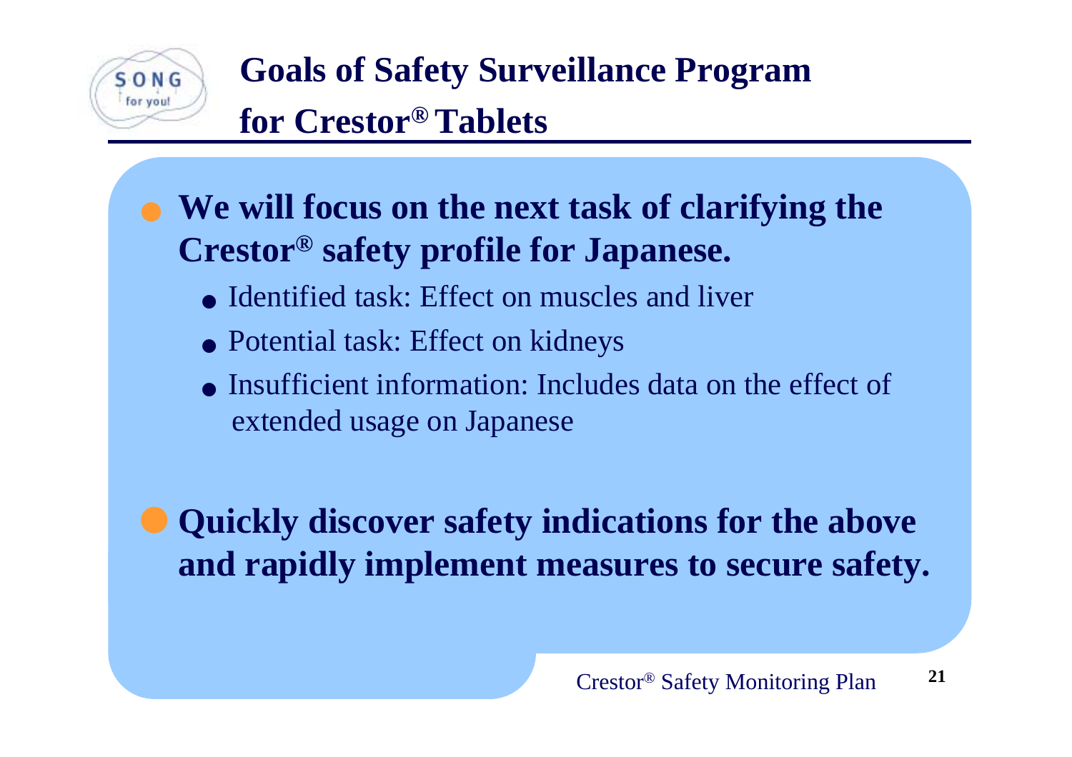# Goals of Safety Surveillance Program for Crestor® Tablets

- **We will focus on the next task of clarifying the Crestor® safety profile for Japanese.**
  - Identified task: Effect on muscles and liver
  - Potential task: Effect on kidneys
  - Insufficient information: Includes data on the effect of extended usage on Japanese

- **Quickly discover safety indications for the above and rapidly implement measures to secure safety.**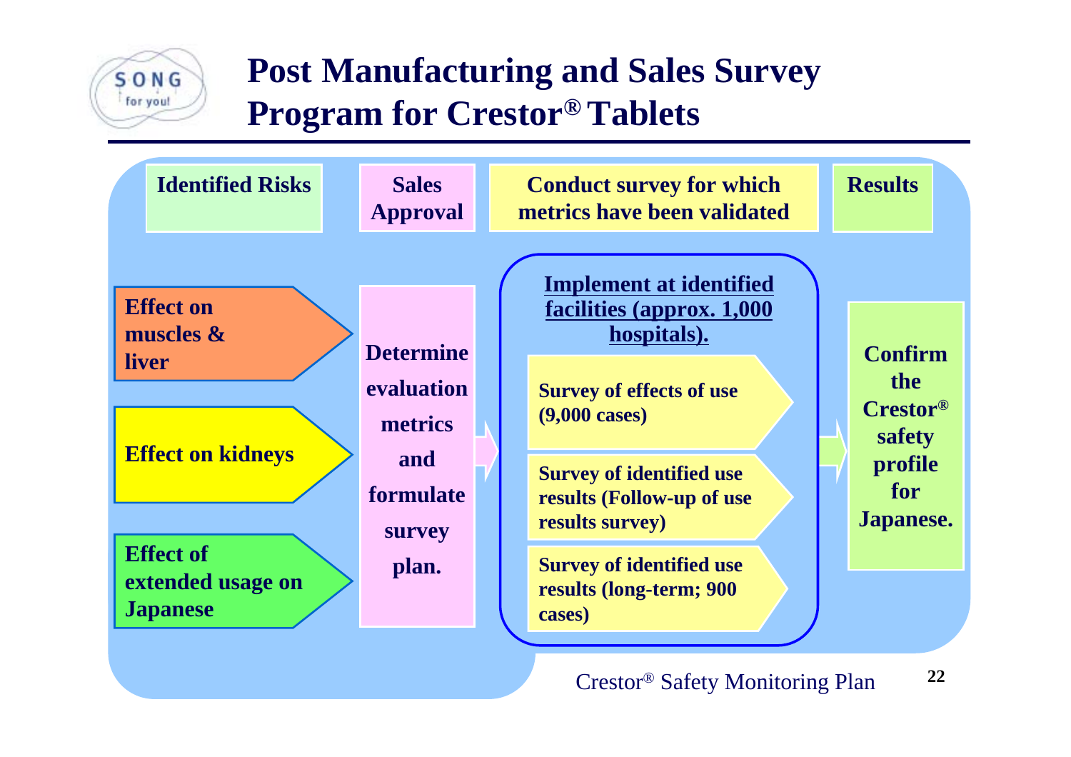# Post Manufacturing and Sales Survey Program for Crestor® Tablets

| Identified Risks | Sales Approval | Conduct survey for which metrics have been validated | Results |
|---|---|---|---|
| **Effect on muscles & liver**<br>**Effect on kidneys**<br>**Effect of extended usage on Japanese** | **Determine evaluation metrics and formulate survey plan.** | **Implement at identified facilities (approx. 1,000 hospitals).**<br>**Survey of effects of use (9,000 cases)**<br>**Survey of identified use results (Follow-up of use results survey)**<br>**Survey of identified use results (long-term; 900 cases)** | **Confirm the Crestor® safety profile for Japanese.** |

Crestor® Safety Monitoring Plan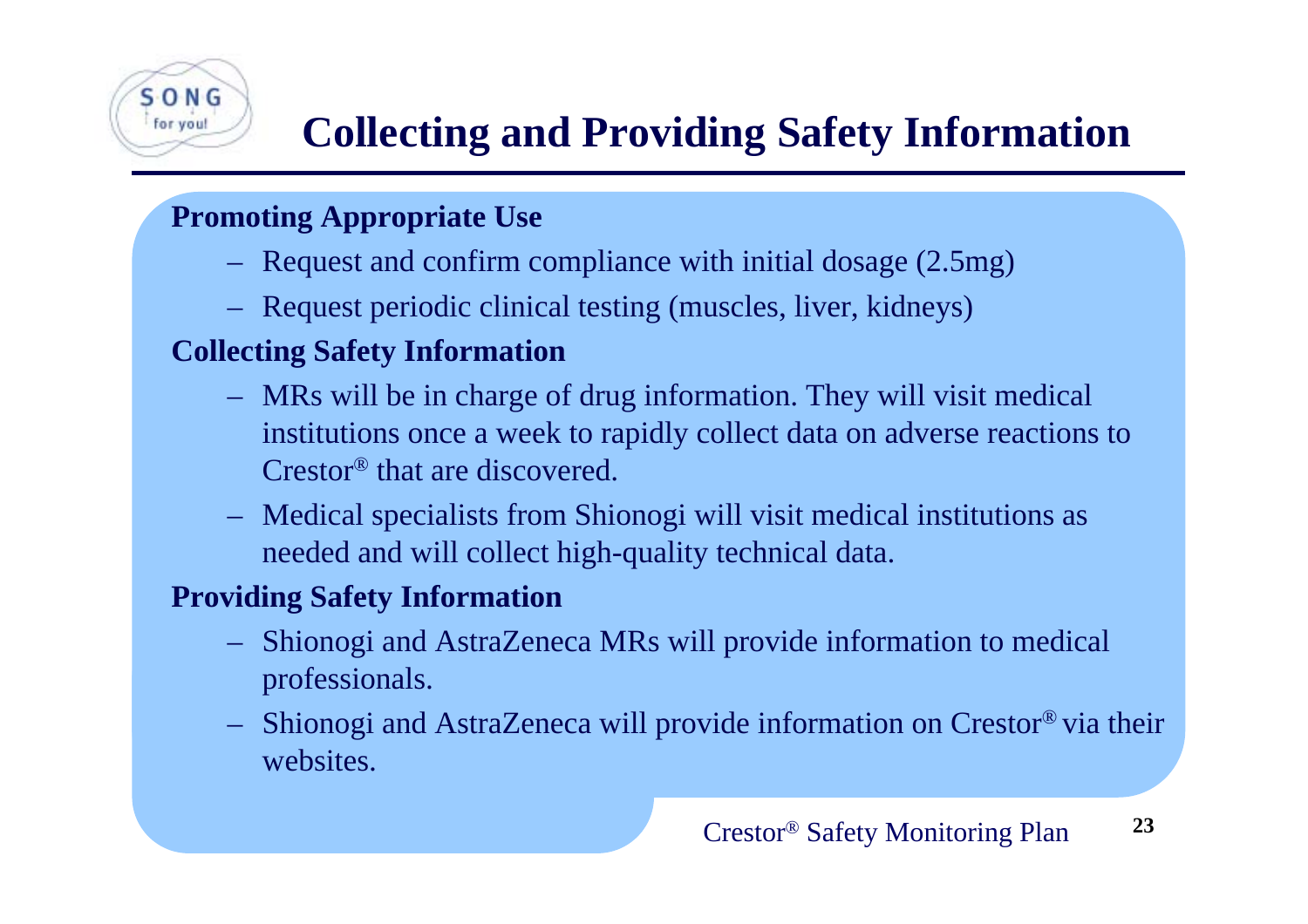# Collecting and Providing Safety Information

**Promoting Appropriate Use**

- Request and confirm compliance with initial dosage (2.5mg)
- Request periodic clinical testing (muscles, liver, kidneys)

**Collecting Safety Information**

- MRs will be in charge of drug information. They will visit medical institutions once a week to rapidly collect data on adverse reactions to Crestor® that are discovered.
- Medical specialists from Shionogi will visit medical institutions as needed and will collect high-quality technical data.

**Providing Safety Information**

- Shionogi and AstraZeneca MRs will provide information to medical professionals.
- Shionogi and AstraZeneca will provide information on Crestor® via their websites.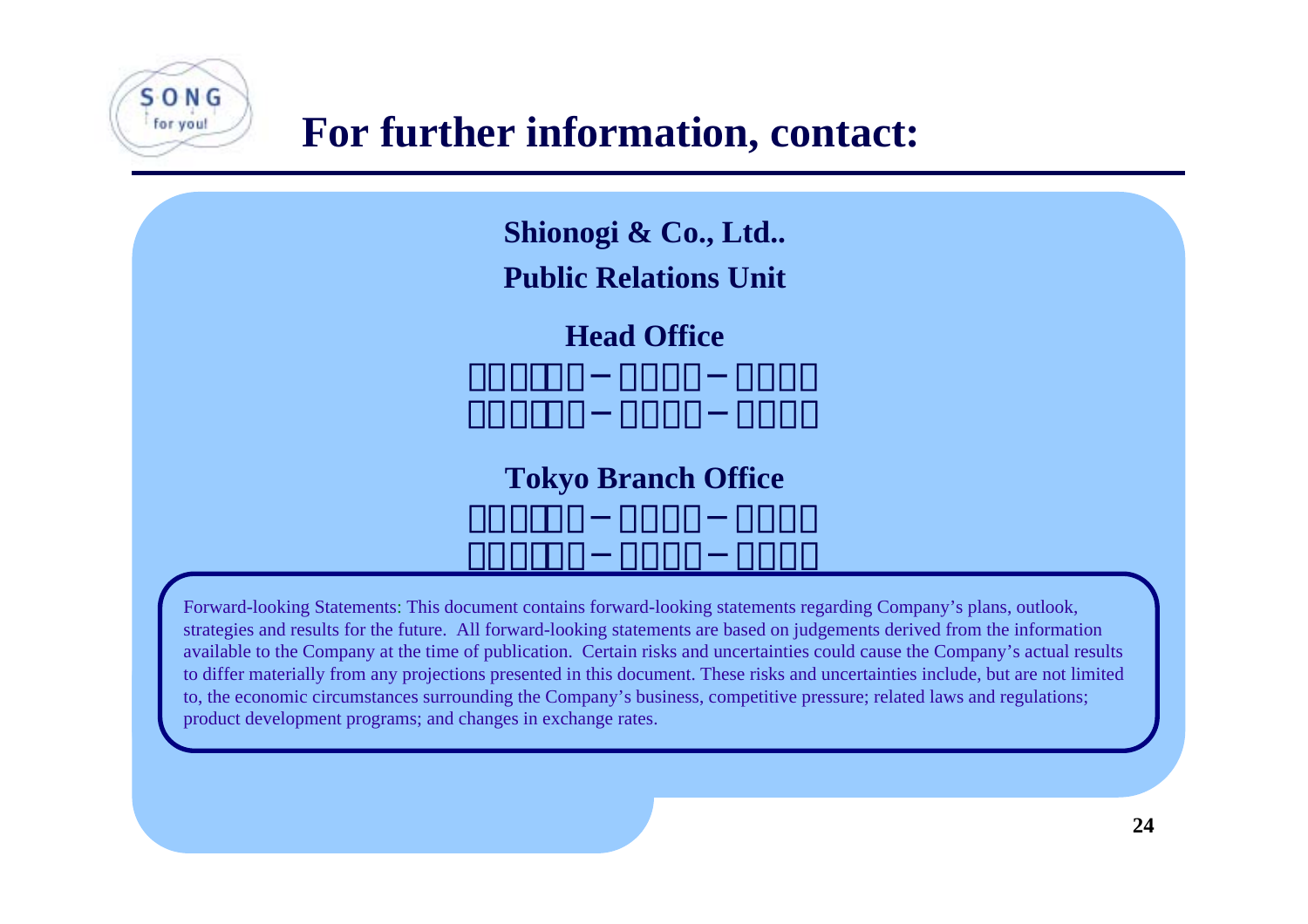# For further information, contact:

**Shionogi & Co., Ltd..**

**Public Relations Unit**

**Head Office**

□□□□□□－□□□□□－□□□□□

□□□□□□－□□□□□－□□□□□

**Tokyo Branch Office**

□□□□□□－□□□□□－□□□□□

□□□□□□－□□□□□－□□□□□

Forward-looking Statements: This document contains forward-looking statements regarding Company's plans, outlook, strategies and results for the future. All forward-looking statements are based on judgements derived from the information available to the Company at the time of publication. Certain risks and uncertainties could cause the Company's actual results to differ materially from any projections presented in this document. These risks and uncertainties include, but are not limited to, the economic circumstances surrounding the Company's business, competitive pressure; related laws and regulations; product development programs; and changes in exchange rates.